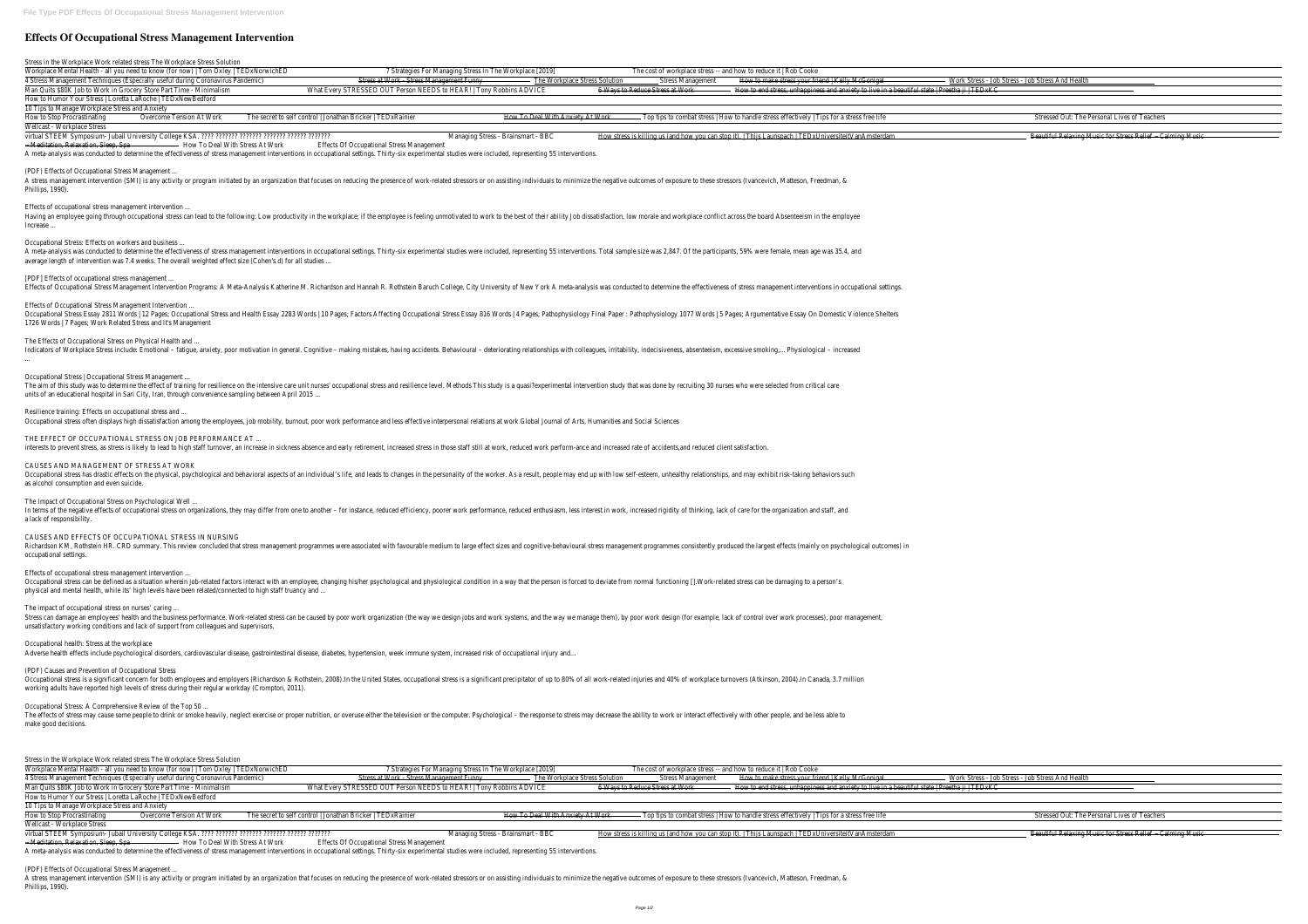# Effects Of Occupational Stress Management Intervention

Stress in the Workplace Work related stress The Workplace Stress Solution

Workplace Mental Health - all you need to know (for now) | Tom Oxley | TEDxNorwichED 7 Strategies For Managing Stress In The Workplace [2019] The cost of workplace stress -- and how to reduce it | Rob Cooke

4 Stress Management Techniques (Especially useful during Coronavirus Pandemic) Stress at Work - Stress Management Funny The Workplace Stress Solution Stress Management How to make stress your friend | Kelly McGonigal Work Stress - Job Stress - Job Stress And Health

Man Quits $80K Job to Work in Grocery Store Part Time - Minimalism What Every STRESSED OUT Person NEEDS to HEAR! | Tony Robbins ADVICE 6 Ways to Reduce Stress at Work How to end stress, unhappiness and anxiety to live in a beautiful state | Preetha ji | TEDxKC

How to Humor Your Stress | Loretta LaRoche | TEDxNewBedford

10 Tips to Manage Workplace Stress and Anxiety

How to Stop Procrastinating Overcome Tension At Work The secret to self control | Jonathan Bricker | TEDxRainier How To Deal With Anxiety At Work Top tips to combat stress | How to handle stress effectively | Tips for a stress free life Stressed Out: The Personal Lives of Teachers

Wellcast - Workplace Stress

virtual STEEM Symposium- Jubail University College KSA. ???? ??????? ??????? ??????? ?????? ??????? Managing Stress - Brainsmart - BBC How stress is killing us (and how you can stop it). | Thijs Launspach | TEDxUniversiteitVanAmsterdam Beautiful Relaxing Music for Stress Relief ~ Calming Music ~ Meditation, Relaxation, Sleep, Spa How To Deal With Stress At Work Effects Of Occupational Stress Management

A meta-analysis was conducted to determine the effectiveness of stress management interventions in occupational settings. Thirty-six experimental studies were included, representing 55 interventions.

(PDF) Effects of Occupational Stress Management ...

A stress management intervention (SMI) is any activity or program initiated by an organization that focuses on reducing the presence of work-related stressors or on assisting individuals to minimize the negative outcomes of exposure to these stressors (Ivancevich, Matteson, Freedman, & Phillips, 1990).

Effects of occupational stress management intervention ...

Having an employee going through occupational stress can lead to the following: Low productivity in the workplace; if the employee is feeling unmotivated to work to the best of their ability Job dissatisfaction, low morale and workplace conflict across the board Absenteeism in the employee Increase ...

Occupational Stress: Effects on workers and business ...

A meta-analysis was conducted to determine the effectiveness of stress management interventions in occupational settings. Thirty-six experimental studies were included, representing 55 interventions. Total sample size was 2,847. Of the participants, 59% were female, mean age was 35.4, and average length of intervention was 7.4 weeks. The overall weighted effect size (Cohen's d) for all studies ...

[PDF] Effects of occupational stress management ...

Effects of Occupational Stress Management Intervention Programs: A Meta-Analysis Katherine M. Richardson and Hannah R. Rothstein Baruch College, City University of New York A meta-analysis was conducted to determine the effectiveness of stress management interventions in occupational settings.

Effects of Occupational Stress Management Intervention ...

Occupational Stress Essay 2811 Words | 12 Pages; Occupational Stress and Health Essay 2283 Words | 10 Pages; Factors Affecting Occupational Stress Essay 816 Words | 4 Pages; Pathophysiology Final Paper : Pathophysiology 1077 Words | 5 Pages; Argumentative Essay On Domestic Violence Shelters 1726 Words | 7 Pages; Work Related Stress and It's Management

The Effects of Occupational Stress on Physical Health and ...

Indicators of Workplace Stress include: Emotional – fatigue, anxiety, poor motivation in general. Cognitive – making mistakes, having accidents. Behavioural – deteriorating relationships with colleagues, irritability, indecisiveness, absenteeism, excessive smoking,... Physiological – increased ...

Occupational Stress | Occupational Stress Management ...

The aim of this study was to determine the effect of training for resilience on the intensive care unit nurses' occupational stress and resilience level. Methods This study is a quasi?experimental intervention study that was done by recruiting 30 nurses who were selected from critical care units of an educational hospital in Sari City, Iran, through convenience sampling between April 2015 ...

Resilience training: Effects on occupational stress and ...

Occupational stress often displays high dissatisfaction among the employees, job mobility, burnout, poor work performance and less effective interpersonal relations at work Global Journal of Arts, Humanities and Social Sciences

THE EFFECT OF OCCUPATIONAL STRESS ON JOB PERFORMANCE AT ...

interests to prevent stress, as stress is likely to lead to high staff turnover, an increase in sickness absence and early retirement, increased stress in those staff still at work, reduced work perform-ance and increased rate of accidents,and reduced client satisfaction.

CAUSES AND MANAGEMENT OF STRESS AT WORK

Occupational stress has drastic effects on the physical, psychological and behavioral aspects of an individual's life, and leads to changes in the personality of the worker. As a result, people may end up with low self-esteem, unhealthy relationships, and may exhibit risk-taking behaviors such as alcohol consumption and even suicide.

The Impact of Occupational Stress on Psychological Well ...

In terms of the negative effects of occupational stress on organizations, they may differ from one to another – for instance, reduced efficiency, poorer work performance, reduced enthusiasm, less interest in work, increased rigidity of thinking, lack of care for the organization and staff, and a lack of responsibility.

CAUSES AND EFFECTS OF OCCUPATIONAL STRESS IN NURSING

Richardson KM, Rothstein HR. CRD summary. This review concluded that stress management programmes were associated with favourable medium to large effect sizes and cognitive-behavioural stress management programmes consistently produced the largest effects (mainly on psychological outcomes) in occupational settings.

Effects of occupational stress management intervention ...

Occupational stress can be defined as a situation wherein job-related factors interact with an employee, changing his/her psychological and physiological condition in a way that the person is forced to deviate from normal functioning [].Work-related stress can be damaging to a person's physical and mental health, while its' high levels have been related/connected to high staff truancy and ...

The impact of occupational stress on nurses' caring ...

Stress can damage an employees' health and the business performance. Work-related stress can be caused by poor work organization (the way we design jobs and work systems, and the way we manage them), by poor work design (for example, lack of control over work processes), poor management, unsatisfactory working conditions and lack of support from colleagues and supervisors.

Occupational health: Stress at the workplace

Adverse health effects include psychological disorders, cardiovascular disease, gastrointestinal disease, diabetes, hypertension, week immune system, increased risk of occupational injury and...

(PDF) Causes and Prevention of Occupational Stress

Occupational stress is a significant concern for both employees and employers (Richardson & Rothstein, 2008).In the United States, occupational stress is a significant precipitator of up to 80% of all work-related injuries and 40% of workplace turnovers (Atkinson, 2004).In Canada, 3.7 million working adults have reported high levels of stress during their regular workday (Crompton, 2011).

Occupational Stress: A Comprehensive Review of the Top 50 ...

The effects of stress may cause some people to drink or smoke heavily, neglect exercise or proper nutrition, or overuse either the television or the computer. Psychological – the response to stress may decrease the ability to work or interact effectively with other people, and be less able to make good decisions.

Stress in the Workplace Work related stress The Workplace Stress Solution

Workplace Mental Health - all you need to know (for now) | Tom Oxley | TEDxNorwichED 7 Strategies For Managing Stress In The Workplace [2019] The cost of workplace stress -- and how to reduce it | Rob Cooke

4 Stress Management Techniques (Especially useful during Coronavirus Pandemic) Stress at Work - Stress Management Funny The Workplace Stress Solution Stress Management How to make stress your friend | Kelly McGonigal Work Stress - Job Stress - Job Stress And Health

Man Quits $80K Job to Work in Grocery Store Part Time - Minimalism What Every STRESSED OUT Person NEEDS to HEAR! | Tony Robbins ADVICE 6 Ways to Reduce Stress at Work How to end stress, unhappiness and anxiety to live in a beautiful state | Preetha ji | TEDxKC

How to Humor Your Stress | Loretta LaRoche | TEDxNewBedford

10 Tips to Manage Workplace Stress and Anxiety

How to Stop Procrastinating Overcome Tension At Work The secret to self control | Jonathan Bricker | TEDxRainier How To Deal With Anxiety At Work Top tips to combat stress | How to handle stress effectively | Tips for a stress free life Stressed Out: The Personal Lives of Teachers

Wellcast - Workplace Stress

virtual STEEM Symposium- Jubail University College KSA. ???? ??????? ??????? ??????? ?????? ??????? Managing Stress - Brainsmart - BBC How stress is killing us (and how you can stop it). | Thijs Launspach | TEDxUniversiteitVanAmsterdam Beautiful Relaxing Music for Stress Relief ~ Calming Music ~ Meditation, Relaxation, Sleep, Spa How To Deal With Stress At Work Effects Of Occupational Stress Management

A meta-analysis was conducted to determine the effectiveness of stress management interventions in occupational settings. Thirty-six experimental studies were included, representing 55 interventions.

(PDF) Effects of Occupational Stress Management ...

A stress management intervention (SMI) is any activity or program initiated by an organization that focuses on reducing the presence of work-related stressors or on assisting individuals to minimize the negative outcomes of exposure to these stressors (Ivancevich, Matteson, Freedman, & Phillips, 1990).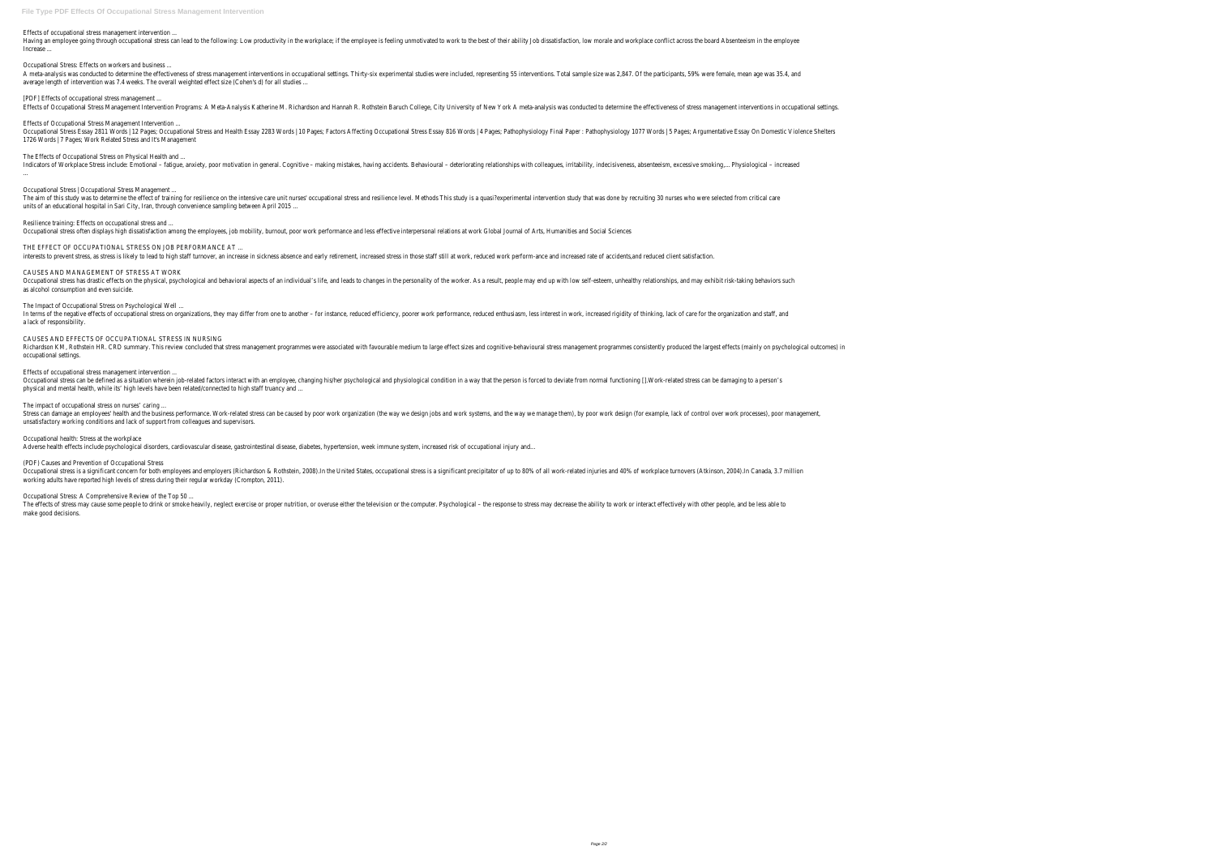Effects of occupational stress management intervention ...

Having an employee going through occupational stress can lead to the following: Low productivity in the workplace; if the employee is feeling unmotivated to work to the best of their ability Job dissatisfaction, low morale and workplace conflict across the board Absenteeism in the employee Increase ...

Occupational Stress: Effects on workers and business ...

A meta-analysis was conducted to determine the effectiveness of stress management interventions in occupational settings. Thirty-six experimental studies were included, representing 55 interventions. Total sample size was 2,847. Of the participants, 59% were female, mean age was 35.4, and average length of intervention was 7.4 weeks. The overall weighted effect size (Cohen's d) for all studies ...

[PDF] Effects of occupational stress management ...

Effects of Occupational Stress Management Intervention Programs: A Meta-Analysis Katherine M. Richardson and Hannah R. Rothstein Baruch College, City University of New York A meta-analysis was conducted to determine the effectiveness of stress management interventions in occupational settings.

Effects of Occupational Stress Management Intervention ...

Occupational Stress Essay 2811 Words | 12 Pages; Occupational Stress and Health Essay 2283 Words | 10 Pages; Factors Affecting Occupational Stress Essay 816 Words | 4 Pages; Pathophysiology Final Paper : Pathophysiology 1077 Words | 5 Pages; Argumentative Essay On Domestic Violence Shelters 1726 Words | 7 Pages; Work Related Stress and It's Management

The Effects of Occupational Stress on Physical Health and ...

Indicators of Workplace Stress include: Emotional – fatigue, anxiety, poor motivation in general. Cognitive – making mistakes, having accidents. Behavioural – deteriorating relationships with colleagues, irritability, indecisiveness, absenteeism, excessive smoking,... Physiological – increased ...

Occupational Stress | Occupational Stress Management ...

The aim of this study was to determine the effect of training for resilience on the intensive care unit nurses' occupational stress and resilience level. Methods This study is a quasi?experimental intervention study that was done by recruiting 30 nurses who were selected from critical care units of an educational hospital in Sari City, Iran, through convenience sampling between April 2015 ...

Resilience training: Effects on occupational stress and ...

Occupational stress often displays high dissatisfaction among the employees, job mobility, burnout, poor work performance and less effective interpersonal relations at work Global Journal of Arts, Humanities and Social Sciences

THE EFFECT OF OCCUPATIONAL STRESS ON JOB PERFORMANCE AT ...

interests to prevent stress, as stress is likely to lead to high staff turnover, an increase in sickness absence and early retirement, increased stress in those staff still at work, reduced work perform-ance and increased rate of accidents,and reduced client satisfaction.

CAUSES AND MANAGEMENT OF STRESS AT WORK

Occupational stress has drastic effects on the physical, psychological and behavioral aspects of an individual's life, and leads to changes in the personality of the worker. As a result, people may end up with low self-esteem, unhealthy relationships, and may exhibit risk-taking behaviors such as alcohol consumption and even suicide.

The Impact of Occupational Stress on Psychological Well ...

In terms of the negative effects of occupational stress on organizations, they may differ from one to another – for instance, reduced efficiency, poorer work performance, reduced enthusiasm, less interest in work, increased rigidity of thinking, lack of care for the organization and staff, and a lack of responsibility.

CAUSES AND EFFECTS OF OCCUPATIONAL STRESS IN NURSING

Richardson KM, Rothstein HR. CRD summary. This review concluded that stress management programmes were associated with favourable medium to large effect sizes and cognitive-behavioural stress management programmes consistently produced the largest effects (mainly on psychological outcomes) in occupational settings.

Effects of occupational stress management intervention ...

Occupational stress can be defined as a situation wherein job-related factors interact with an employee, changing his/her psychological and physiological condition in a way that the person is forced to deviate from normal functioning [].Work-related stress can be damaging to a person's physical and mental health, while its' high levels have been related/connected to high staff truancy and ...

The impact of occupational stress on nurses' caring ...

Stress can damage an employees' health and the business performance. Work-related stress can be caused by poor work organization (the way we design jobs and work systems, and the way we manage them), by poor work design (for example, lack of control over work processes), poor management, unsatisfactory working conditions and lack of support from colleagues and supervisors.

Occupational health: Stress at the workplace

Adverse health effects include psychological disorders, cardiovascular disease, gastrointestinal disease, diabetes, hypertension, week immune system, increased risk of occupational injury and...

(PDF) Causes and Prevention of Occupational Stress

Occupational stress is a significant concern for both employees and employers (Richardson & Rothstein, 2008).In the United States, occupational stress is a significant precipitator of up to 80% of all work-related injuries and 40% of workplace turnovers (Atkinson, 2004).In Canada, 3.7 million working adults have reported high levels of stress during their regular workday (Crompton, 2011).

Occupational Stress: A Comprehensive Review of the Top 50 ...

The effects of stress may cause some people to drink or smoke heavily, neglect exercise or proper nutrition, or overuse either the television or the computer. Psychological – the response to stress may decrease the ability to work or interact effectively with other people, and be less able to make good decisions.